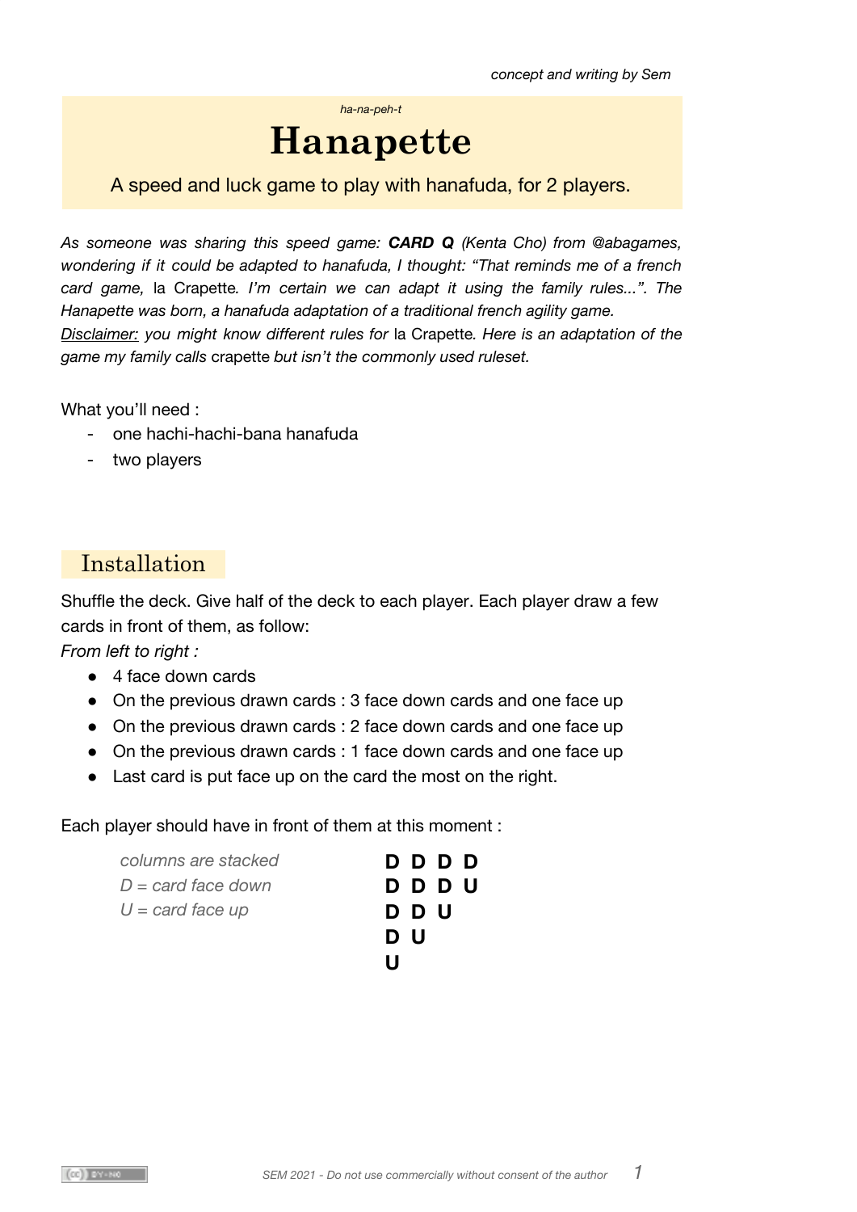*concept and writing by Sem*

*ha-na-peh-t*

# Hanapette

A speed and luck game to play with hanafuda, for 2 players.

*As someone was sharing this speed game:* ***CARD Q*** *(Kenta Cho) from @abagames, wondering if it could be adapted to hanafuda, I thought: "That reminds me of a french card game,* la Crapette*. I'm certain we can adapt it using the family rules...". The Hanapette was born, a hanafuda adaptation of a traditional french agility game.*
*Disclaimer: you might know different rules for* la Crapette*. Here is an adaptation of the game my family calls* crapette *but isn't the commonly used ruleset.*

What you'll need :

- one hachi-hachi-bana hanafuda
- two players

## Installation

Shuffle the deck. Give half of the deck to each player. Each player draw a few cards in front of them, as follow:
*From left to right :*

- 4 face down cards
- On the previous drawn cards : 3 face down cards and one face up
- On the previous drawn cards : 2 face down cards and one face up
- On the previous drawn cards : 1 face down cards and one face up
- Last card is put face up on the card the most on the right.

Each player should have in front of them at this moment :

*columns are stacked*
*D = card face down*
*U = card face up*

```
D D D D
D D D U
D D U
D U
U
```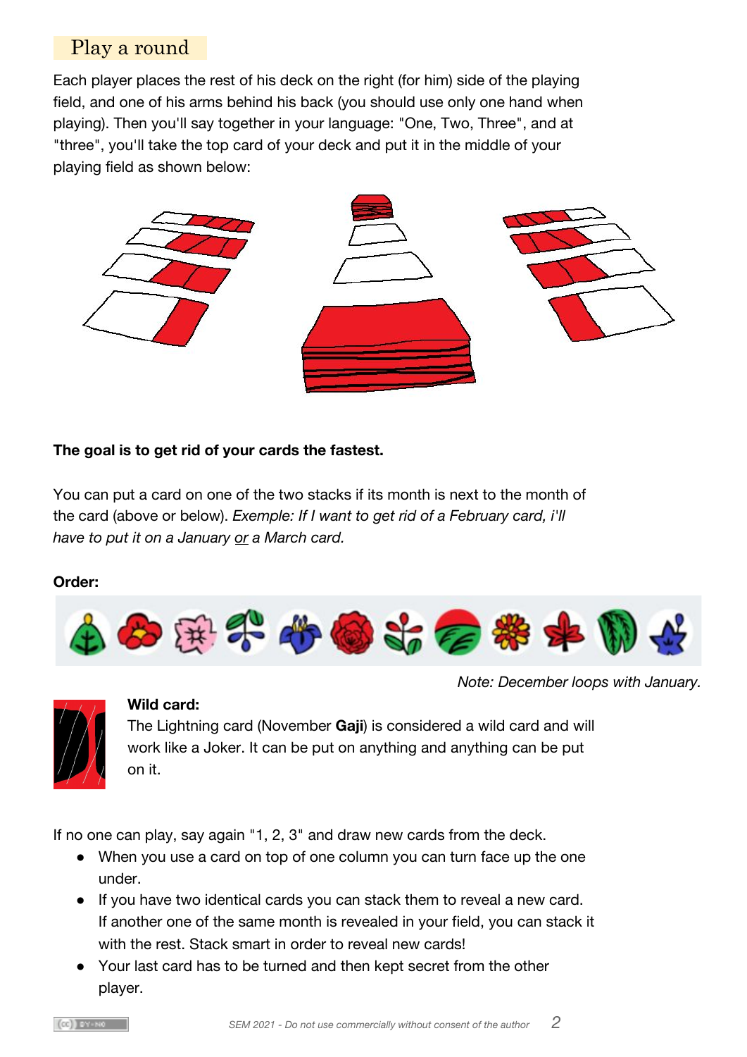## Play a round

Each player places the rest of his deck on the right (for him) side of the playing field, and one of his arms behind his back (you should use only one hand when playing). Then you'll say together in your language: "One, Two, Three", and at "three", you'll take the top card of your deck and put it in the middle of your playing field as shown below:

**The goal is to get rid of your cards the fastest.**

You can put a card on one of the two stacks if its month is next to the month of the card (above or below). *Exemple: If I want to get rid of a February card, i'll have to put it on a January* *or* *a March card.*

**Order:**

*Note: December loops with January.*

**Wild card:**

The Lightning card (November **Gaji**) is considered a wild card and will work like a Joker. It can be put on anything and anything can be put on it.

If no one can play, say again "1, 2, 3" and draw new cards from the deck.

- When you use a card on top of one column you can turn face up the one under.
- If you have two identical cards you can stack them to reveal a new card. If another one of the same month is revealed in your field, you can stack it with the rest. Stack smart in order to reveal new cards!
- Your last card has to be turned and then kept secret from the other player.

SEM 2021 - Do not use commercially without consent of the author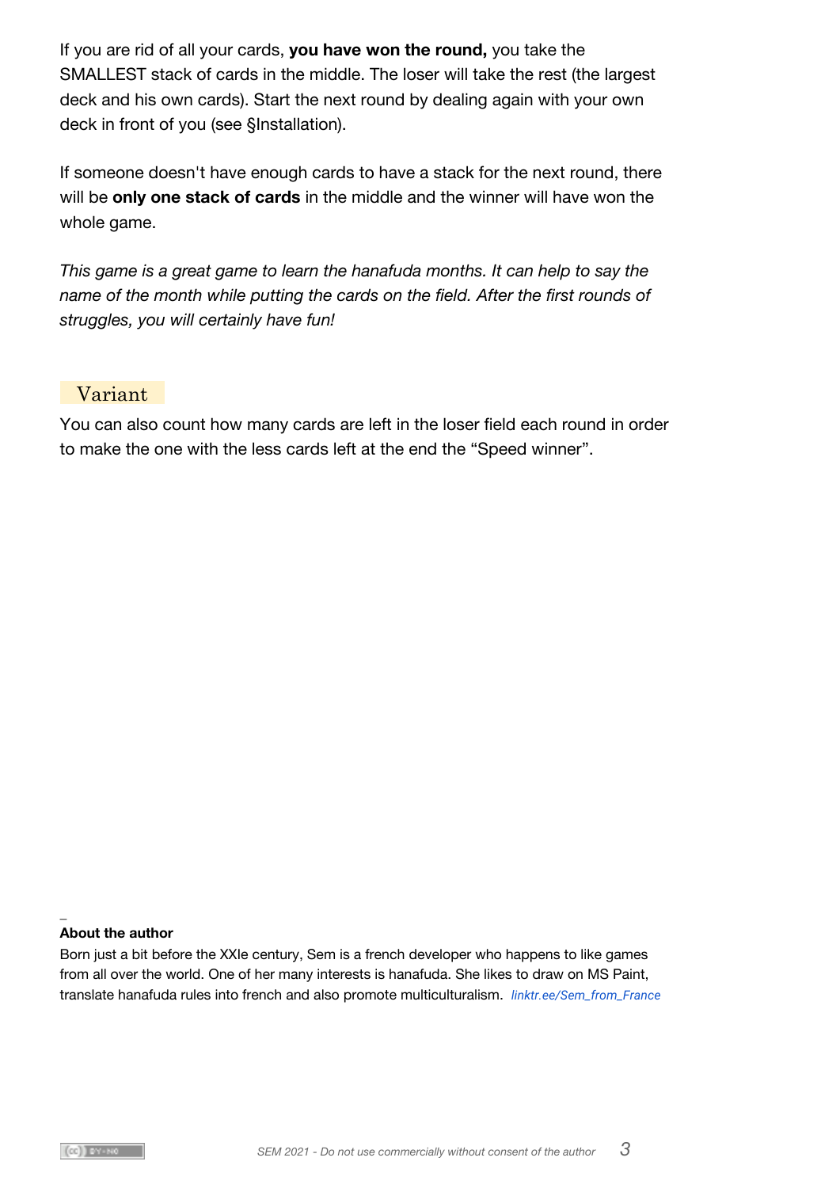If you are rid of all your cards, **you have won the round,** you take the SMALLEST stack of cards in the middle. The loser will take the rest (the largest deck and his own cards). Start the next round by dealing again with your own deck in front of you (see §Installation).

If someone doesn't have enough cards to have a stack for the next round, there will be **only one stack of cards** in the middle and the winner will have won the whole game.

*This game is a great game to learn the hanafuda months. It can help to say the name of the month while putting the cards on the field. After the first rounds of struggles, you will certainly have fun!*

## Variant

You can also count how many cards are left in the loser field each round in order to make the one with the less cards left at the end the "Speed winner".

–

**About the author**

Born just a bit before the XXIe century, Sem is a french developer who happens to like games from all over the world. One of her many interests is hanafuda. She likes to draw on MS Paint, translate hanafuda rules into french and also promote multiculturalism. *linktr.ee/Sem_from_France*

SEM 2021 - Do not use commercially without consent of the author